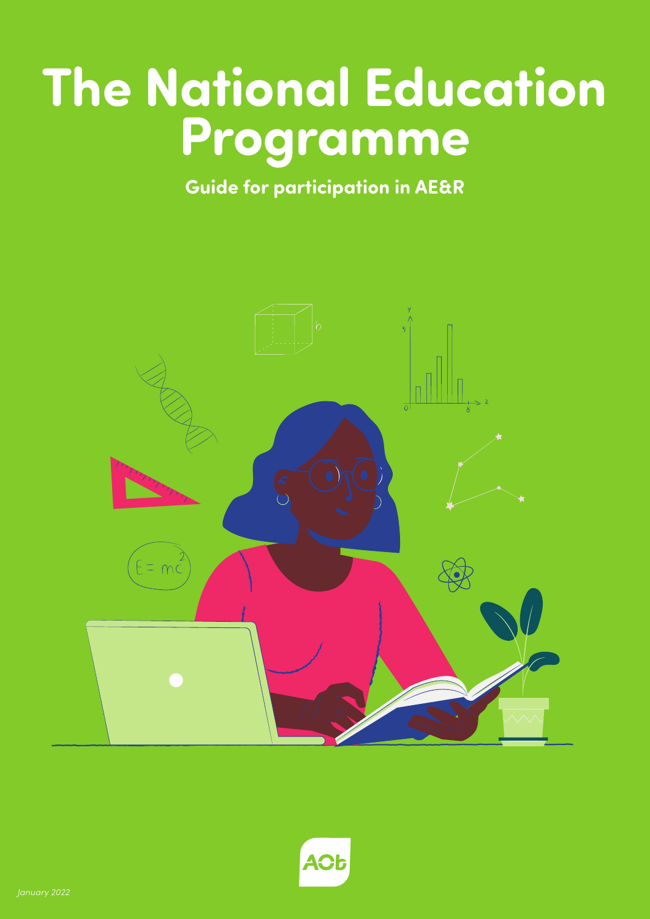# The National Education Programme

**Guide for participation in AE&R**

*January 2022*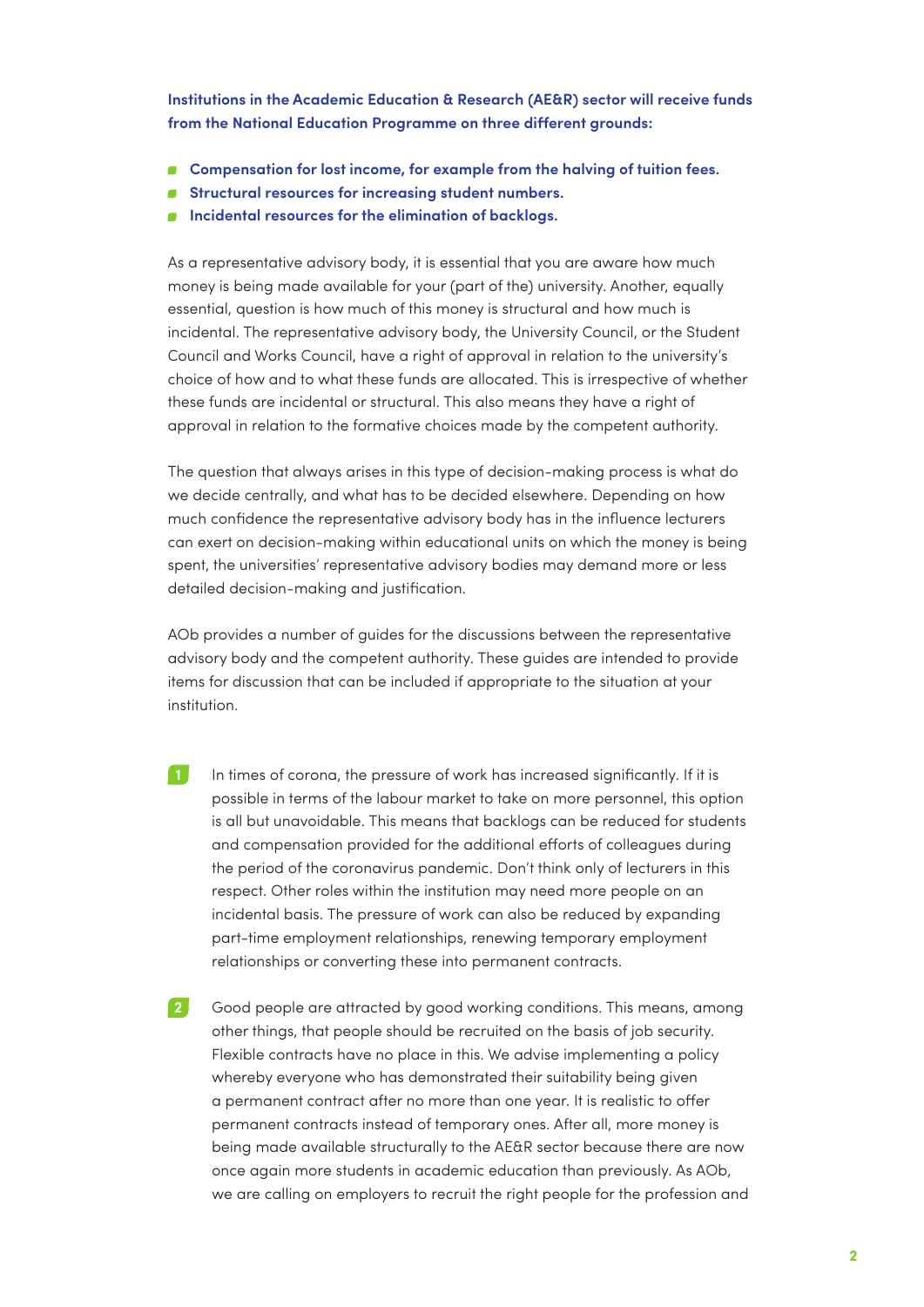**Institutions in the Academic Education & Research (AE&R) sector will receive funds from the National Education Programme on three different grounds:**

- **Compensation for lost income, for example from the halving of tuition fees.**
- **Structural resources for increasing student numbers.**
- **Incidental resources for the elimination of backlogs.**

As a representative advisory body, it is essential that you are aware how much money is being made available for your (part of the) university. Another, equally essential, question is how much of this money is structural and how much is incidental. The representative advisory body, the University Council, or the Student Council and Works Council, have a right of approval in relation to the university's choice of how and to what these funds are allocated. This is irrespective of whether these funds are incidental or structural. This also means they have a right of approval in relation to the formative choices made by the competent authority.

The question that always arises in this type of decision-making process is what do we decide centrally, and what has to be decided elsewhere. Depending on how much confidence the representative advisory body has in the influence lecturers can exert on decision-making within educational units on which the money is being spent, the universities' representative advisory bodies may demand more or less detailed decision-making and justification.

AOb provides a number of guides for the discussions between the representative advisory body and the competent authority. These guides are intended to provide items for discussion that can be included if appropriate to the situation at your institution.

1. In times of corona, the pressure of work has increased significantly. If it is possible in terms of the labour market to take on more personnel, this option is all but unavoidable. This means that backlogs can be reduced for students and compensation provided for the additional efforts of colleagues during the period of the coronavirus pandemic. Don't think only of lecturers in this respect. Other roles within the institution may need more people on an incidental basis. The pressure of work can also be reduced by expanding part-time employment relationships, renewing temporary employment relationships or converting these into permanent contracts.

2. Good people are attracted by good working conditions. This means, among other things, that people should be recruited on the basis of job security. Flexible contracts have no place in this. We advise implementing a policy whereby everyone who has demonstrated their suitability being given a permanent contract after no more than one year. It is realistic to offer permanent contracts instead of temporary ones. After all, more money is being made available structurally to the AE&R sector because there are now once again more students in academic education than previously. As AOb, we are calling on employers to recruit the right people for the profession and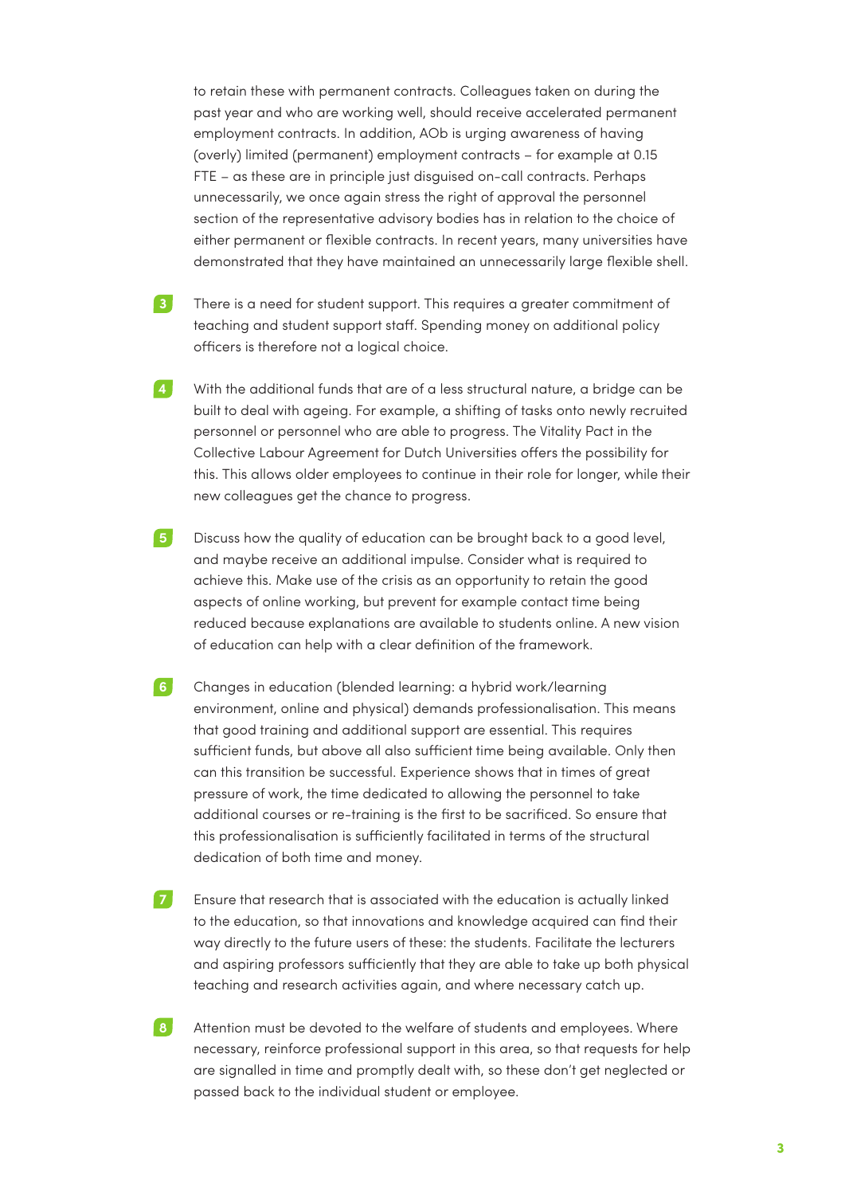to retain these with permanent contracts. Colleagues taken on during the past year and who are working well, should receive accelerated permanent employment contracts. In addition, AOb is urging awareness of having (overly) limited (permanent) employment contracts – for example at 0.15 FTE – as these are in principle just disguised on-call contracts. Perhaps unnecessarily, we once again stress the right of approval the personnel section of the representative advisory bodies has in relation to the choice of either permanent or flexible contracts. In recent years, many universities have demonstrated that they have maintained an unnecessarily large flexible shell.

3. There is a need for student support. This requires a greater commitment of teaching and student support staff. Spending money on additional policy officers is therefore not a logical choice.

4. With the additional funds that are of a less structural nature, a bridge can be built to deal with ageing. For example, a shifting of tasks onto newly recruited personnel or personnel who are able to progress. The Vitality Pact in the Collective Labour Agreement for Dutch Universities offers the possibility for this. This allows older employees to continue in their role for longer, while their new colleagues get the chance to progress.

5. Discuss how the quality of education can be brought back to a good level, and maybe receive an additional impulse. Consider what is required to achieve this. Make use of the crisis as an opportunity to retain the good aspects of online working, but prevent for example contact time being reduced because explanations are available to students online. A new vision of education can help with a clear definition of the framework.

6. Changes in education (blended learning: a hybrid work/learning environment, online and physical) demands professionalisation. This means that good training and additional support are essential. This requires sufficient funds, but above all also sufficient time being available. Only then can this transition be successful. Experience shows that in times of great pressure of work, the time dedicated to allowing the personnel to take additional courses or re-training is the first to be sacrificed. So ensure that this professionalisation is sufficiently facilitated in terms of the structural dedication of both time and money.

7. Ensure that research that is associated with the education is actually linked to the education, so that innovations and knowledge acquired can find their way directly to the future users of these: the students. Facilitate the lecturers and aspiring professors sufficiently that they are able to take up both physical teaching and research activities again, and where necessary catch up.

8. Attention must be devoted to the welfare of students and employees. Where necessary, reinforce professional support in this area, so that requests for help are signalled in time and promptly dealt with, so these don't get neglected or passed back to the individual student or employee.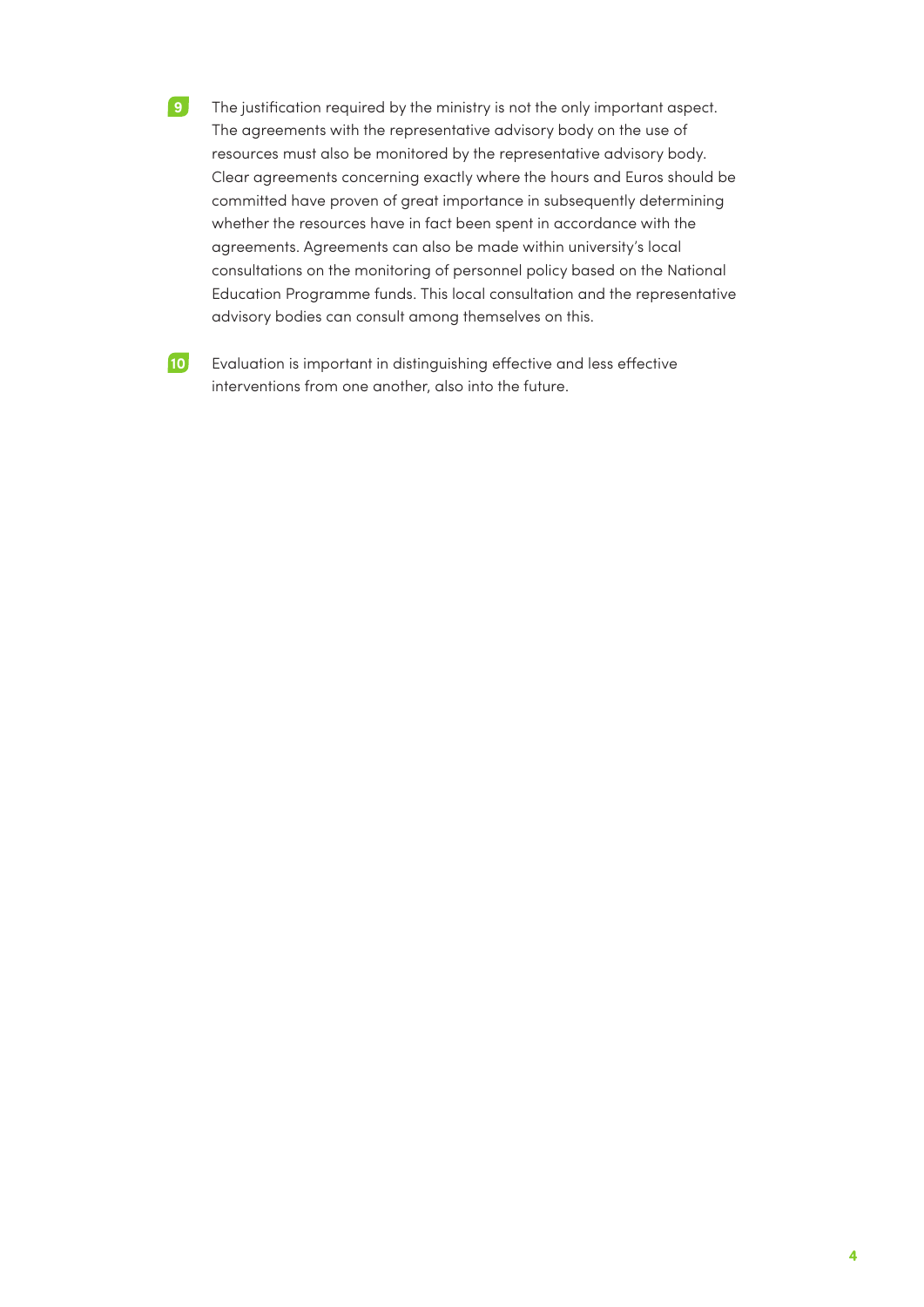9. The justification required by the ministry is not the only important aspect. The agreements with the representative advisory body on the use of resources must also be monitored by the representative advisory body. Clear agreements concerning exactly where the hours and Euros should be committed have proven of great importance in subsequently determining whether the resources have in fact been spent in accordance with the agreements. Agreements can also be made within university's local consultations on the monitoring of personnel policy based on the National Education Programme funds. This local consultation and the representative advisory bodies can consult among themselves on this.

10. Evaluation is important in distinguishing effective and less effective interventions from one another, also into the future.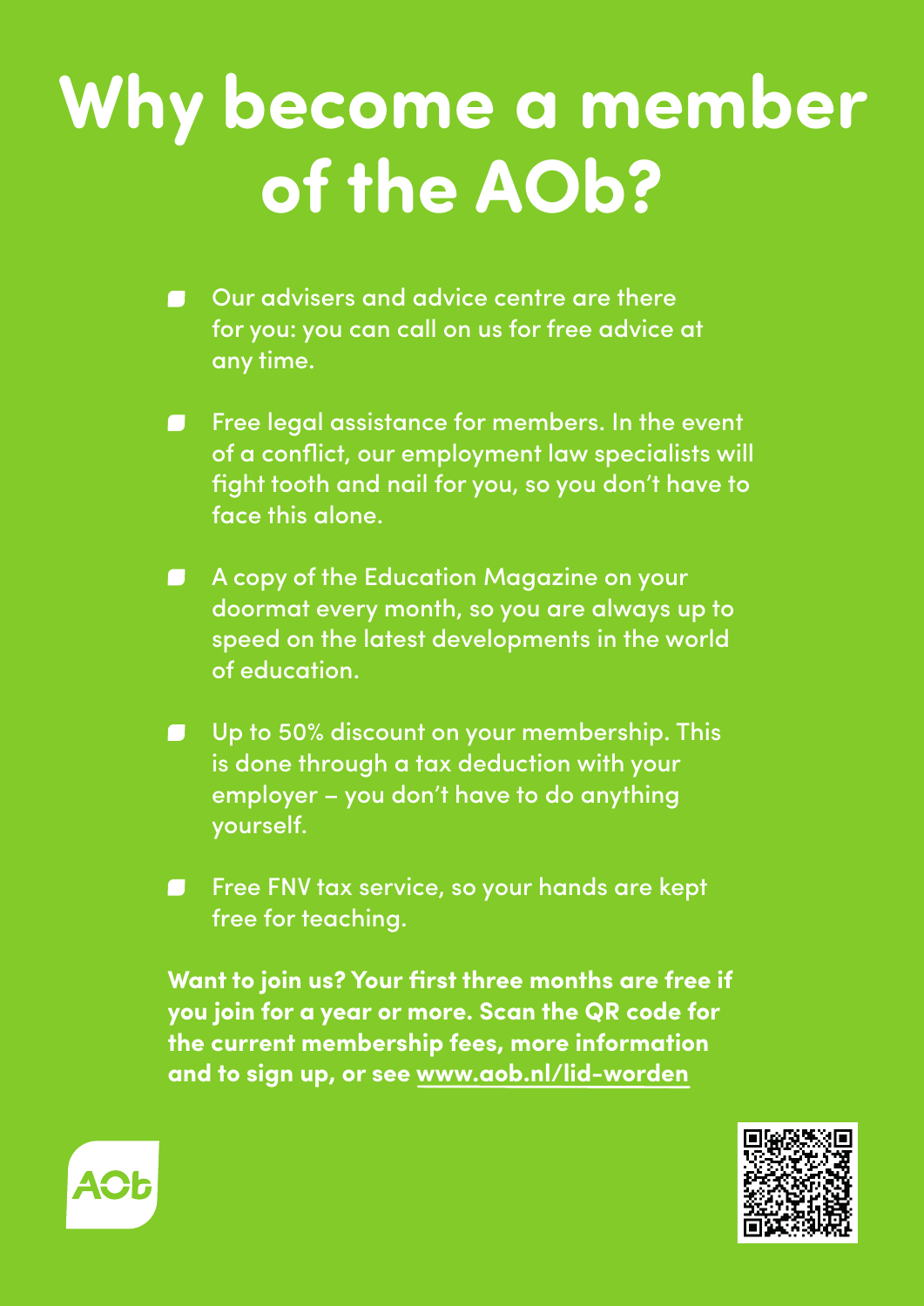# Why become a member of the AOb?

- Our advisers and advice centre are there for you: you can call on us for free advice at any time.
- Free legal assistance for members. In the event of a conflict, our employment law specialists will fight tooth and nail for you, so you don't have to face this alone.
- A copy of the Education Magazine on your doormat every month, so you are always up to speed on the latest developments in the world of education.
- Up to 50% discount on your membership. This is done through a tax deduction with your employer – you don't have to do anything yourself.
- Free FNV tax service, so your hands are kept free for teaching.

**Want to join us? Your first three months are free if you join for a year or more. Scan the QR code for the current membership fees, more information and to sign up, or see www.aob.nl/lid-worden**

AOb